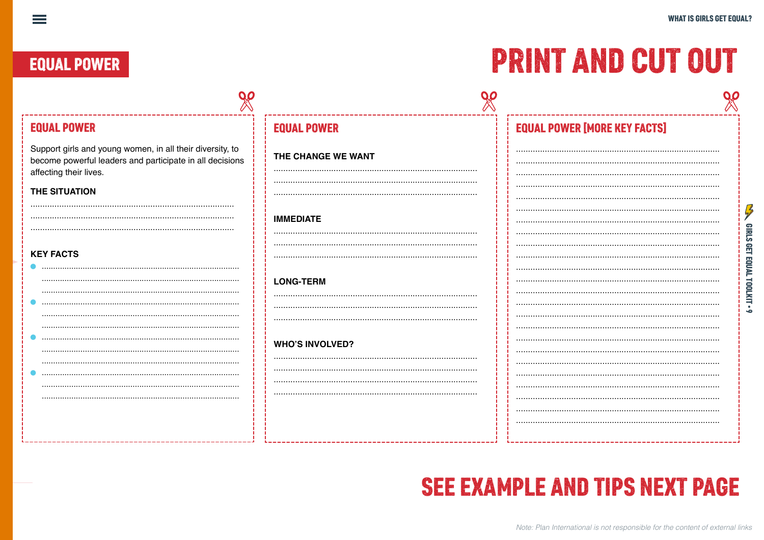# EQUAL POWER

# PRINT AND CUT OUT

## EQUAL POWER

Support girls and young women, in all their diversity, to become powerful leaders and participate in all decisions affecting their lives.

**THE SITUATION**

......................................................................................

......................................................................................

......................................................................................

**KEY FACTS**

- ......................................................................................
  ......................................................................................
  ......................................................................................
- ......................................................................................
  ......................................................................................
  ......................................................................................
- ......................................................................................
  ......................................................................................
  ......................................................................................
- ......................................................................................
  ......................................................................................
  ......................................................................................

## EQUAL POWER

**THE CHANGE WE WANT**

......................................................................................

......................................................................................

......................................................................................

**IMMEDIATE**

......................................................................................

......................................................................................

......................................................................................

**LONG-TERM**

......................................................................................

......................................................................................

......................................................................................

**WHO'S INVOLVED?**

......................................................................................

......................................................................................

......................................................................................

......................................................................................

## EQUAL POWER [MORE KEY FACTS]

......................................................................................

......................................................................................

......................................................................................

......................................................................................

......................................................................................

......................................................................................

......................................................................................

......................................................................................

......................................................................................

......................................................................................

......................................................................................

......................................................................................

......................................................................................

......................................................................................

......................................................................................

......................................................................................

......................................................................................

......................................................................................

......................................................................................

......................................................................................

......................................................................................

......................................................................................

......................................................................................

## SEE EXAMPLE AND TIPS NEXT PAGE

*Note: Plan International is not responsible for the content of external links*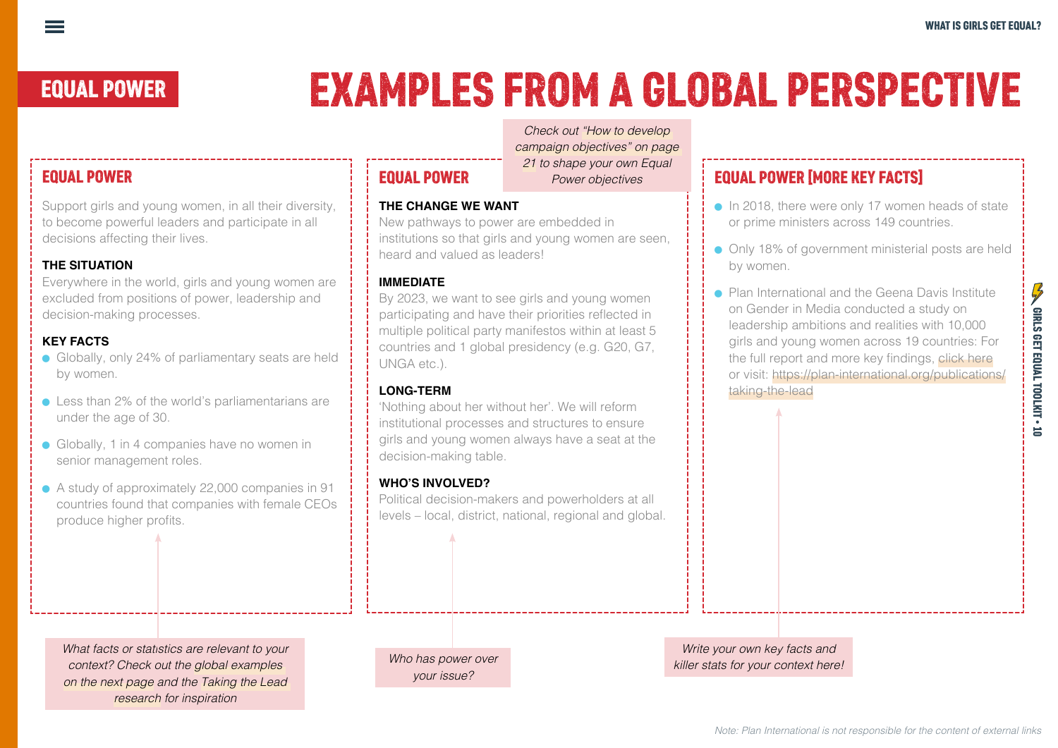# EXAMPLES FROM A GLOBAL PERSPECTIVE

**EQUAL POWER**

## EQUAL POWER

Support girls and young women, in all their diversity, to become powerful leaders and participate in all decisions affecting their lives.

**THE SITUATION**

Everywhere in the world, girls and young women are excluded from positions of power, leadership and decision-making processes.

**KEY FACTS**

- Globally, only 24% of parliamentary seats are held by women.
- Less than 2% of the world's parliamentarians are under the age of 30.
- Globally, 1 in 4 companies have no women in senior management roles.
- A study of approximately 22,000 companies in 91 countries found that companies with female CEOs produce higher profits.

*What facts or statistics are relevant to your context? Check out the global examples on the next page and the Taking the Lead research for inspiration*

*Check out "How to develop campaign objectives" on page 21 to shape your own Equal Power objectives*

## EQUAL POWER

**THE CHANGE WE WANT**

New pathways to power are embedded in institutions so that girls and young women are seen, heard and valued as leaders!

**IMMEDIATE**

By 2023, we want to see girls and young women participating and have their priorities reflected in multiple political party manifestos within at least 5 countries and 1 global presidency (e.g. G20, G7, UNGA etc.).

**LONG-TERM**

'Nothing about her without her'. We will reform institutional processes and structures to ensure girls and young women always have a seat at the decision-making table.

**WHO'S INVOLVED?**

Political decision-makers and powerholders at all levels – local, district, national, regional and global.

*Who has power over your issue?*

## EQUAL POWER [MORE KEY FACTS]

- In 2018, there were only 17 women heads of state or prime ministers across 149 countries.
- Only 18% of government ministerial posts are held by women.
- Plan International and the Geena Davis Institute on Gender in Media conducted a study on leadership ambitions and realities with 10,000 girls and young women across 19 countries: For the full report and more key findings, click here or visit: https://plan-international.org/publications/taking-the-lead

*Write your own key facts and killer stats for your context here!*

*Note: Plan International is not responsible for the content of external links*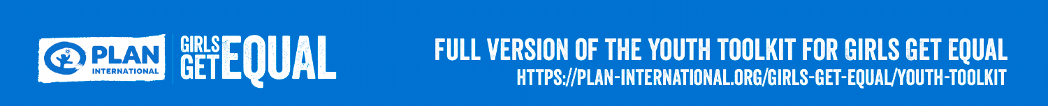PLAN INTERNATIONAL | GIRLS GET EQUAL

FULL VERSION OF THE YOUTH TOOLKIT FOR GIRLS GET EQUAL

HTTPS://PLAN-INTERNATIONAL.ORG/GIRLS-GET-EQUAL/YOUTH-TOOLKIT